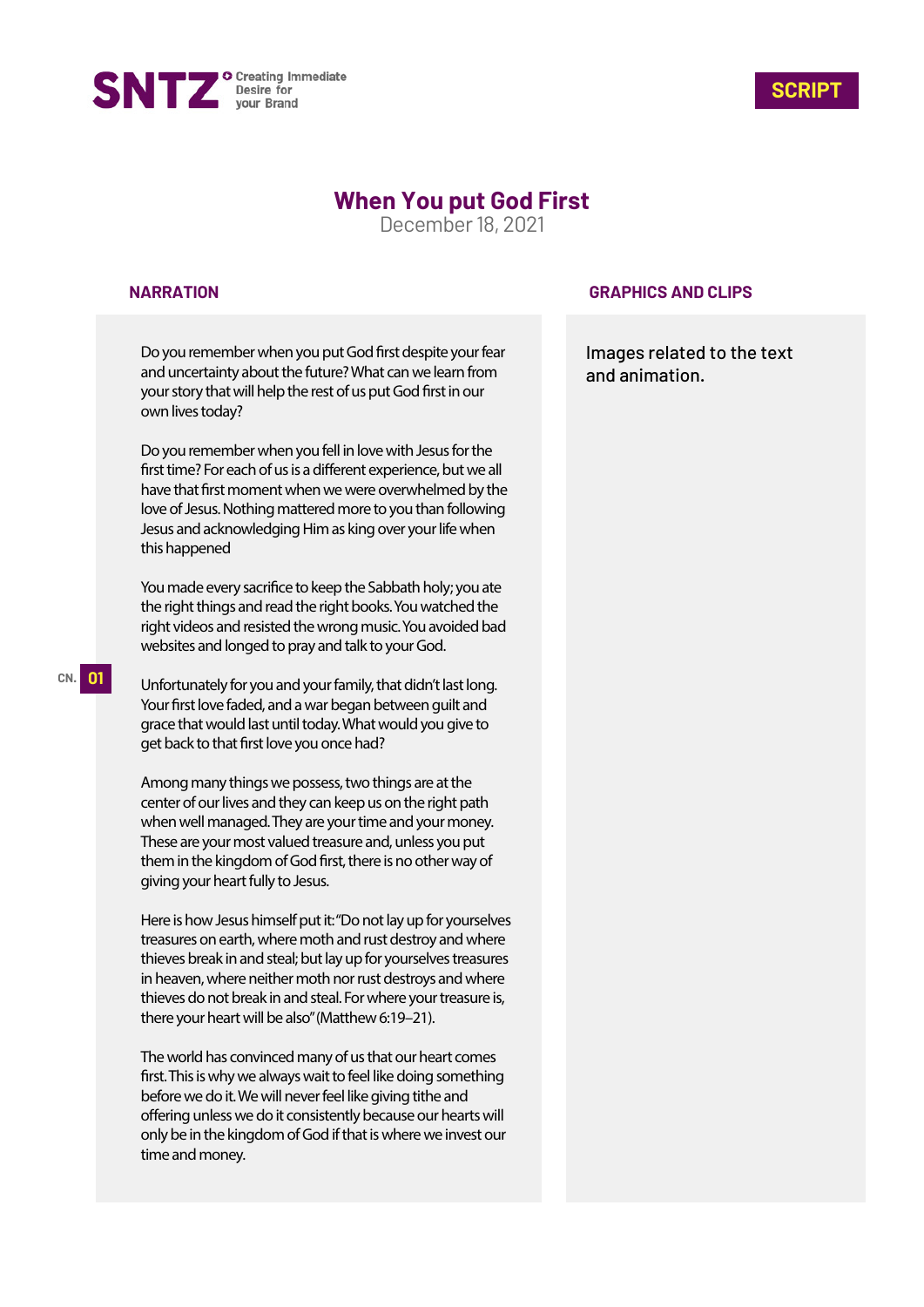SNTZ Creating Immediate Desire for your Brand

SCRIPT

# When You put God First

December 18, 2021

## NARRATION

CN. 01

Do you remember when you put God first despite your fear and uncertainty about the future? What can we learn from your story that will help the rest of us put God first in our own lives today?

Do you remember when you fell in love with Jesus for the first time? For each of us is a different experience, but we all have that first moment when we were overwhelmed by the love of Jesus. Nothing mattered more to you than following Jesus and acknowledging Him as king over your life when this happened

You made every sacrifice to keep the Sabbath holy; you ate the right things and read the right books. You watched the right videos and resisted the wrong music. You avoided bad websites and longed to pray and talk to your God.

Unfortunately for you and your family, that didn't last long. Your first love faded, and a war began between guilt and grace that would last until today. What would you give to get back to that first love you once had?

Among many things we possess, two things are at the center of our lives and they can keep us on the right path when well managed. They are your time and your money. These are your most valued treasure and, unless you put them in the kingdom of God first, there is no other way of giving your heart fully to Jesus.

Here is how Jesus himself put it: "Do not lay up for yourselves treasures on earth, where moth and rust destroy and where thieves break in and steal; but lay up for yourselves treasures in heaven, where neither moth nor rust destroys and where thieves do not break in and steal. For where your treasure is, there your heart will be also" (Matthew 6:19–21).

The world has convinced many of us that our heart comes first. This is why we always wait to feel like doing something before we do it. We will never feel like giving tithe and offering unless we do it consistently because our hearts will only be in the kingdom of God if that is where we invest our time and money.

## GRAPHICS AND CLIPS

Images related to the text and animation.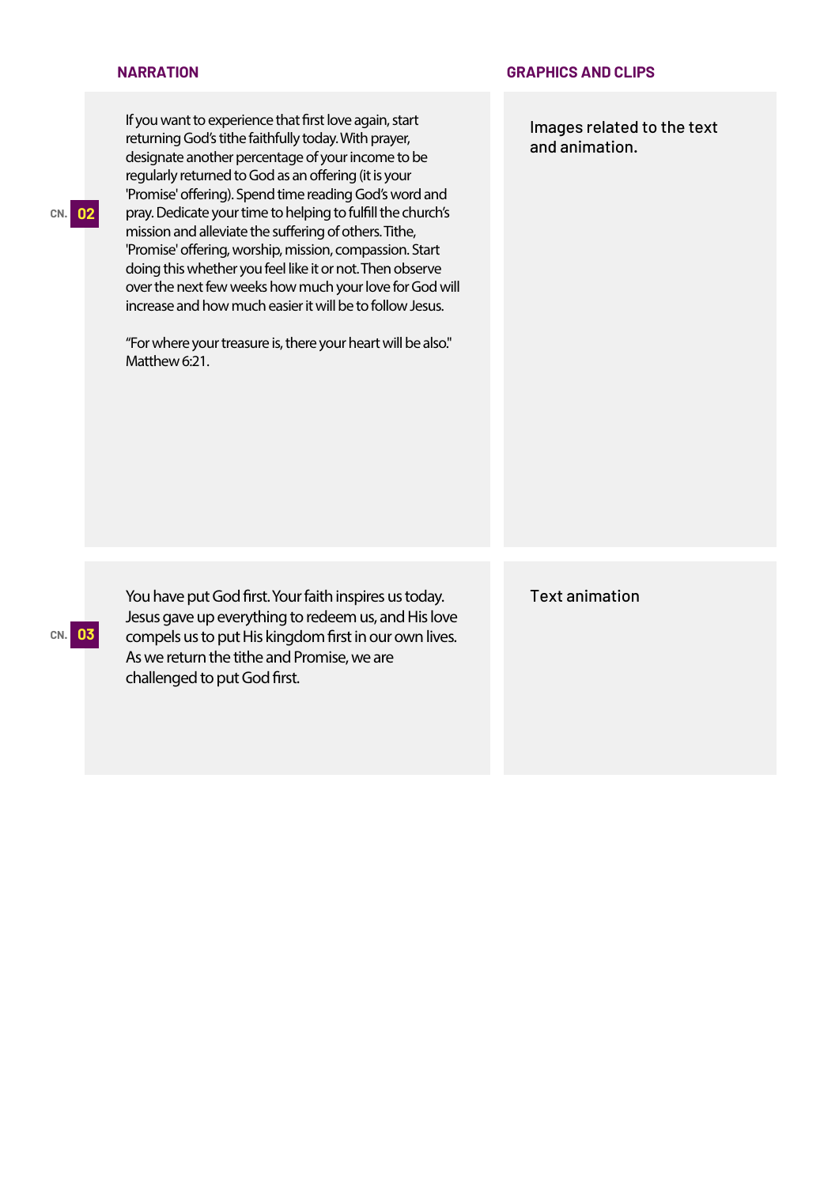| CN. | NARRATION | GRAPHICS AND CLIPS |
| --- | --- | --- |
| 02 | If you want to experience that first love again, start returning God's tithe faithfully today. With prayer, designate another percentage of your income to be regularly returned to God as an offering (it is your 'Promise' offering). Spend time reading God's word and pray. Dedicate your time to helping to fulfill the church's mission and alleviate the suffering of others. Tithe, 'Promise' offering, worship, mission, compassion. Start doing this whether you feel like it or not. Then observe over the next few weeks how much your love for God will increase and how much easier it will be to follow Jesus.<br><br>"For where your treasure is, there your heart will be also." Matthew 6:21. | Images related to the text and animation. |
| 03 | You have put God first. Your faith inspires us today. Jesus gave up everything to redeem us, and His love compels us to put His kingdom first in our own lives. As we return the tithe and Promise, we are challenged to put God first. | Text animation |